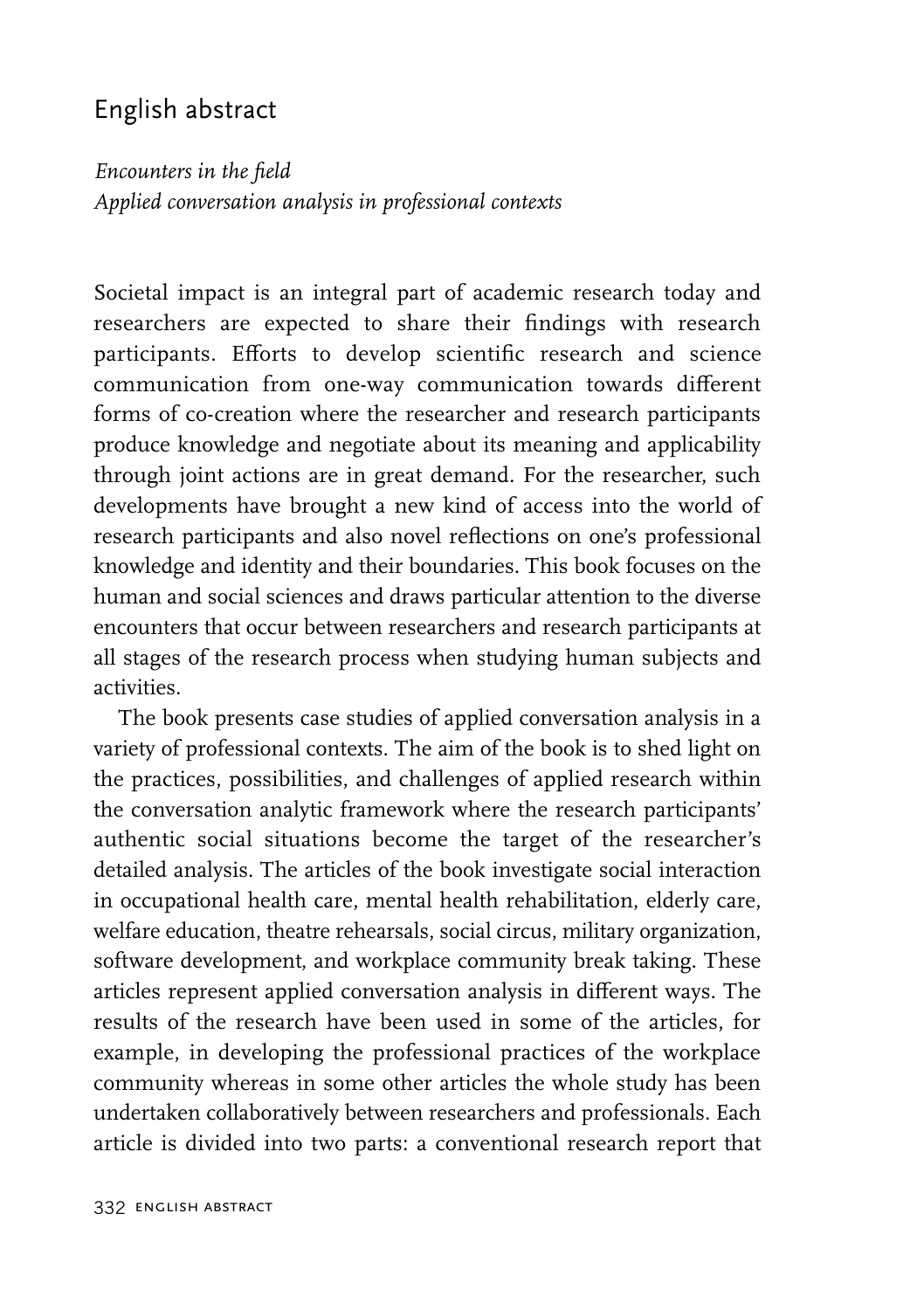# English abstract

*Encounters in the field*
*Applied conversation analysis in professional contexts*

Societal impact is an integral part of academic research today and researchers are expected to share their findings with research participants. Efforts to develop scientific research and science communication from one-way communication towards different forms of co-creation where the researcher and research participants produce knowledge and negotiate about its meaning and applicability through joint actions are in great demand. For the researcher, such developments have brought a new kind of access into the world of research participants and also novel reflections on one's professional knowledge and identity and their boundaries. This book focuses on the human and social sciences and draws particular attention to the diverse encounters that occur between researchers and research participants at all stages of the research process when studying human subjects and activities.

The book presents case studies of applied conversation analysis in a variety of professional contexts. The aim of the book is to shed light on the practices, possibilities, and challenges of applied research within the conversation analytic framework where the research participants' authentic social situations become the target of the researcher's detailed analysis. The articles of the book investigate social interaction in occupational health care, mental health rehabilitation, elderly care, welfare education, theatre rehearsals, social circus, military organization, software development, and workplace community break taking. These articles represent applied conversation analysis in different ways. The results of the research have been used in some of the articles, for example, in developing the professional practices of the workplace community whereas in some other articles the whole study has been undertaken collaboratively between researchers and professionals. Each article is divided into two parts: a conventional research report that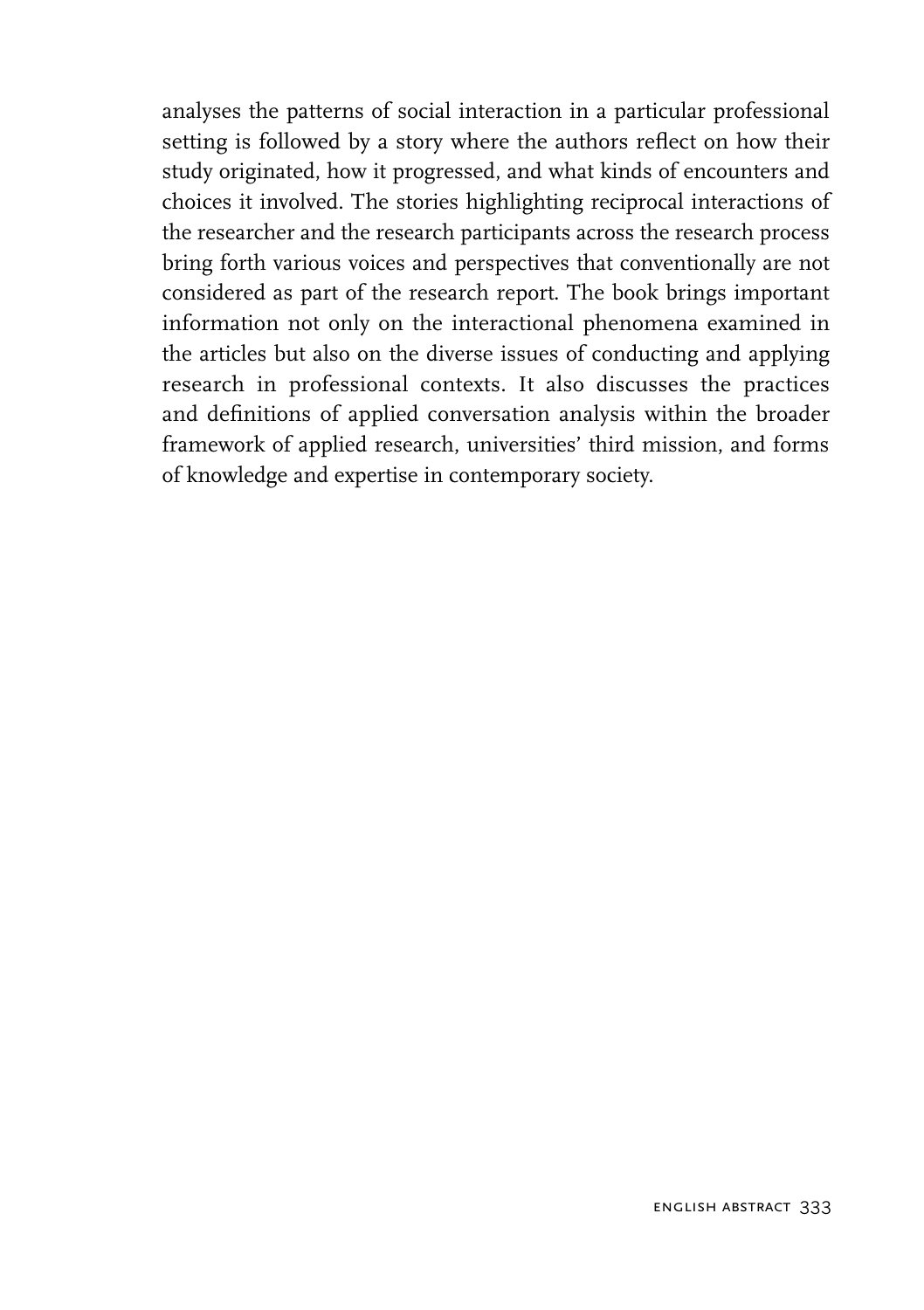analyses the patterns of social interaction in a particular professional setting is followed by a story where the authors reflect on how their study originated, how it progressed, and what kinds of encounters and choices it involved. The stories highlighting reciprocal interactions of the researcher and the research participants across the research process bring forth various voices and perspectives that conventionally are not considered as part of the research report. The book brings important information not only on the interactional phenomena examined in the articles but also on the diverse issues of conducting and applying research in professional contexts. It also discusses the practices and definitions of applied conversation analysis within the broader framework of applied research, universities' third mission, and forms of knowledge and expertise in contemporary society.